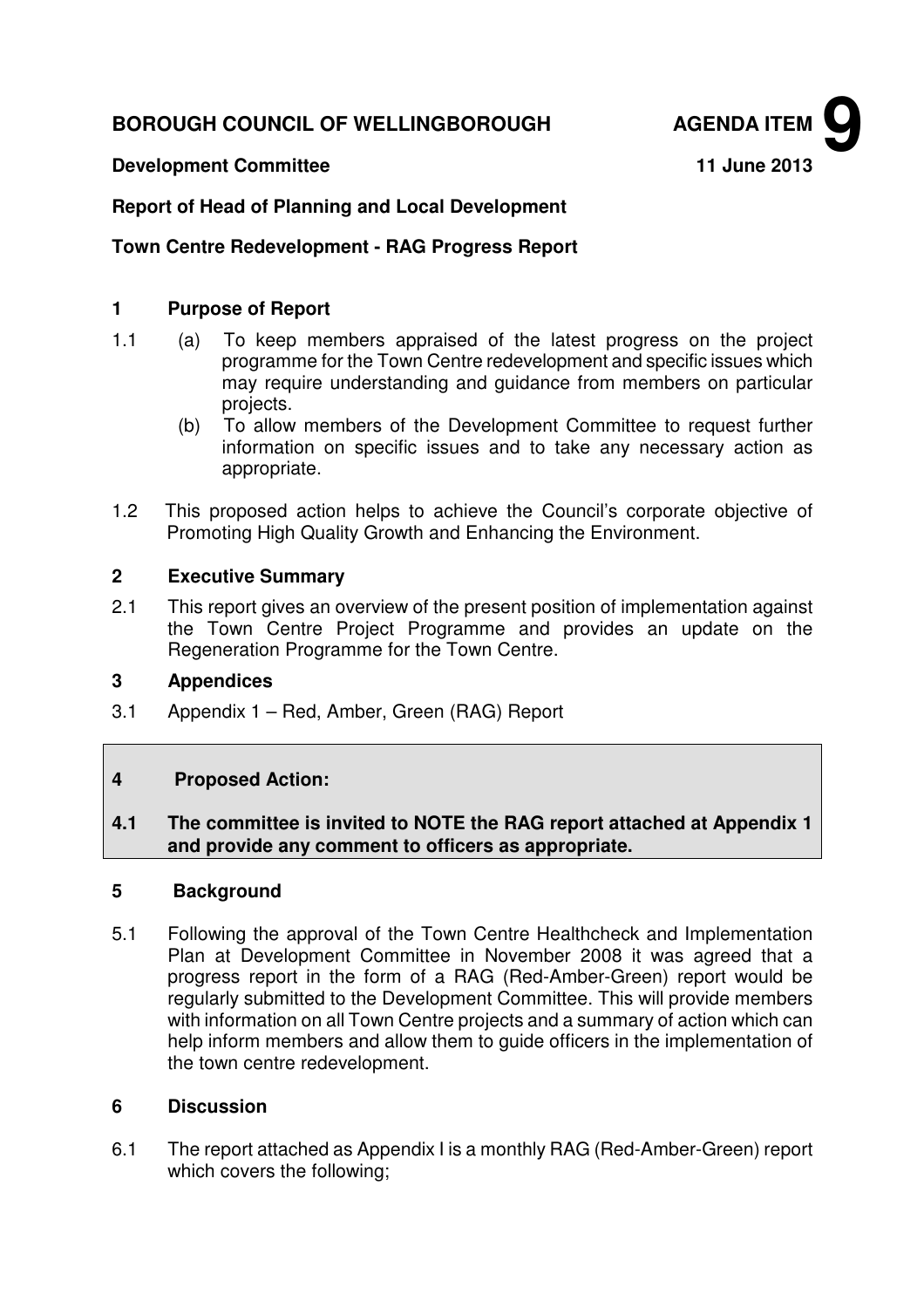**BOROUGH COUNCIL OF WELLINGBOROUGH** **AGENDA ITEM 9**

**Development Committee** **11 June 2013**

**Report of Head of Planning and Local Development**

**Town Centre Redevelopment - RAG Progress Report**

## 1 Purpose of Report

1.1 (a) To keep members appraised of the latest progress on the project programme for the Town Centre redevelopment and specific issues which may require understanding and guidance from members on particular projects.

(b) To allow members of the Development Committee to request further information on specific issues and to take any necessary action as appropriate.

1.2 This proposed action helps to achieve the Council's corporate objective of Promoting High Quality Growth and Enhancing the Environment.

## 2 Executive Summary

2.1 This report gives an overview of the present position of implementation against the Town Centre Project Programme and provides an update on the Regeneration Programme for the Town Centre.

## 3 Appendices

3.1 Appendix 1 – Red, Amber, Green (RAG) Report

## 4 Proposed Action:

**4.1 The committee is invited to NOTE the RAG report attached at Appendix 1 and provide any comment to officers as appropriate.**

## 5 Background

5.1 Following the approval of the Town Centre Healthcheck and Implementation Plan at Development Committee in November 2008 it was agreed that a progress report in the form of a RAG (Red-Amber-Green) report would be regularly submitted to the Development Committee. This will provide members with information on all Town Centre projects and a summary of action which can help inform members and allow them to guide officers in the implementation of the town centre redevelopment.

## 6 Discussion

6.1 The report attached as Appendix I is a monthly RAG (Red-Amber-Green) report which covers the following;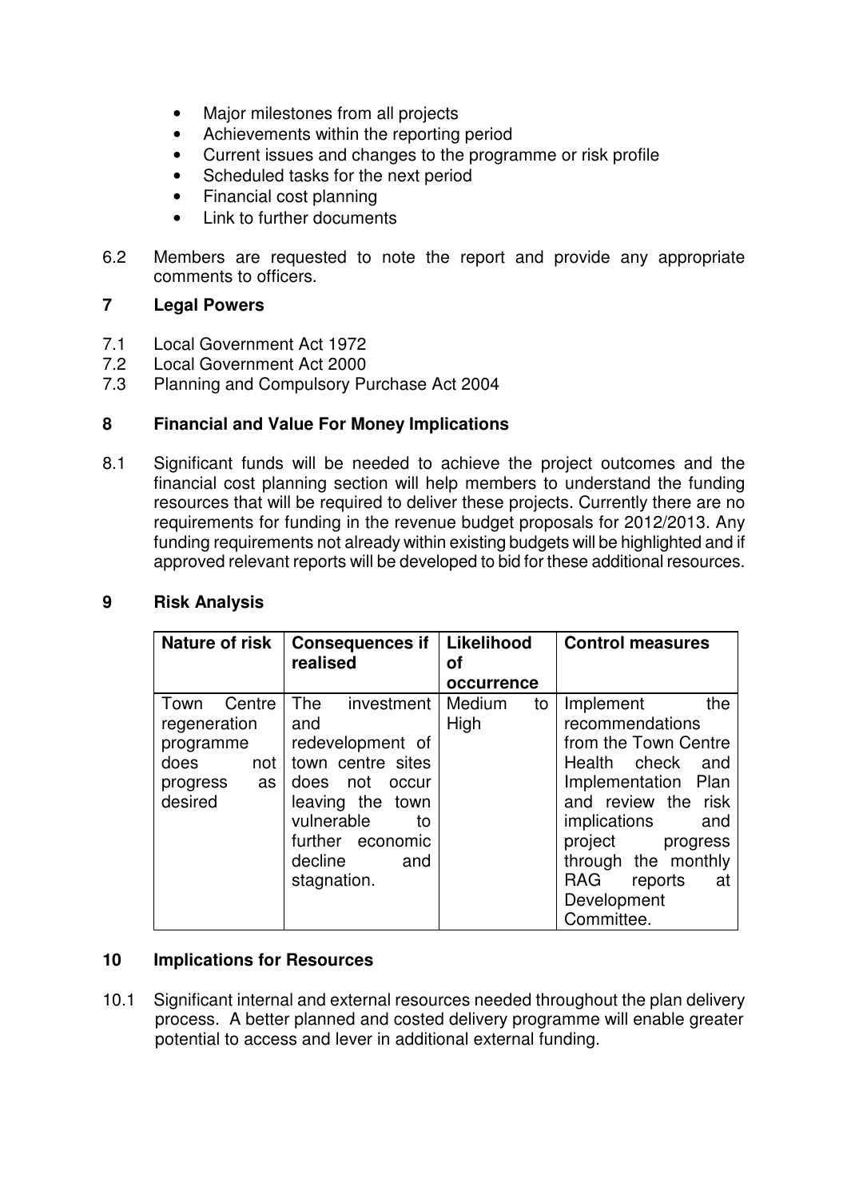- Major milestones from all projects
- Achievements within the reporting period
- Current issues and changes to the programme or risk profile
- Scheduled tasks for the next period
- Financial cost planning
- Link to further documents

6.2 Members are requested to note the report and provide any appropriate comments to officers.

## 7 Legal Powers

7.1 Local Government Act 1972
7.2 Local Government Act 2000
7.3 Planning and Compulsory Purchase Act 2004

## 8 Financial and Value For Money Implications

8.1 Significant funds will be needed to achieve the project outcomes and the financial cost planning section will help members to understand the funding resources that will be required to deliver these projects. Currently there are no requirements for funding in the revenue budget proposals for 2012/2013. Any funding requirements not already within existing budgets will be highlighted and if approved relevant reports will be developed to bid for these additional resources.

## 9 Risk Analysis

| Nature of risk | Consequences if realised | Likelihood of occurrence | Control measures |
|---|---|---|---|
| Town Centre regeneration programme does not progress as desired | The investment and redevelopment of town centre sites does not occur leaving the town vulnerable to further economic decline and stagnation. | Medium to High | Implement the recommendations from the Town Centre Health check and Implementation Plan and review the risk implications and project progress through the monthly RAG reports at Development Committee. |

## 10 Implications for Resources

10.1 Significant internal and external resources needed throughout the plan delivery process. A better planned and costed delivery programme will enable greater potential to access and lever in additional external funding.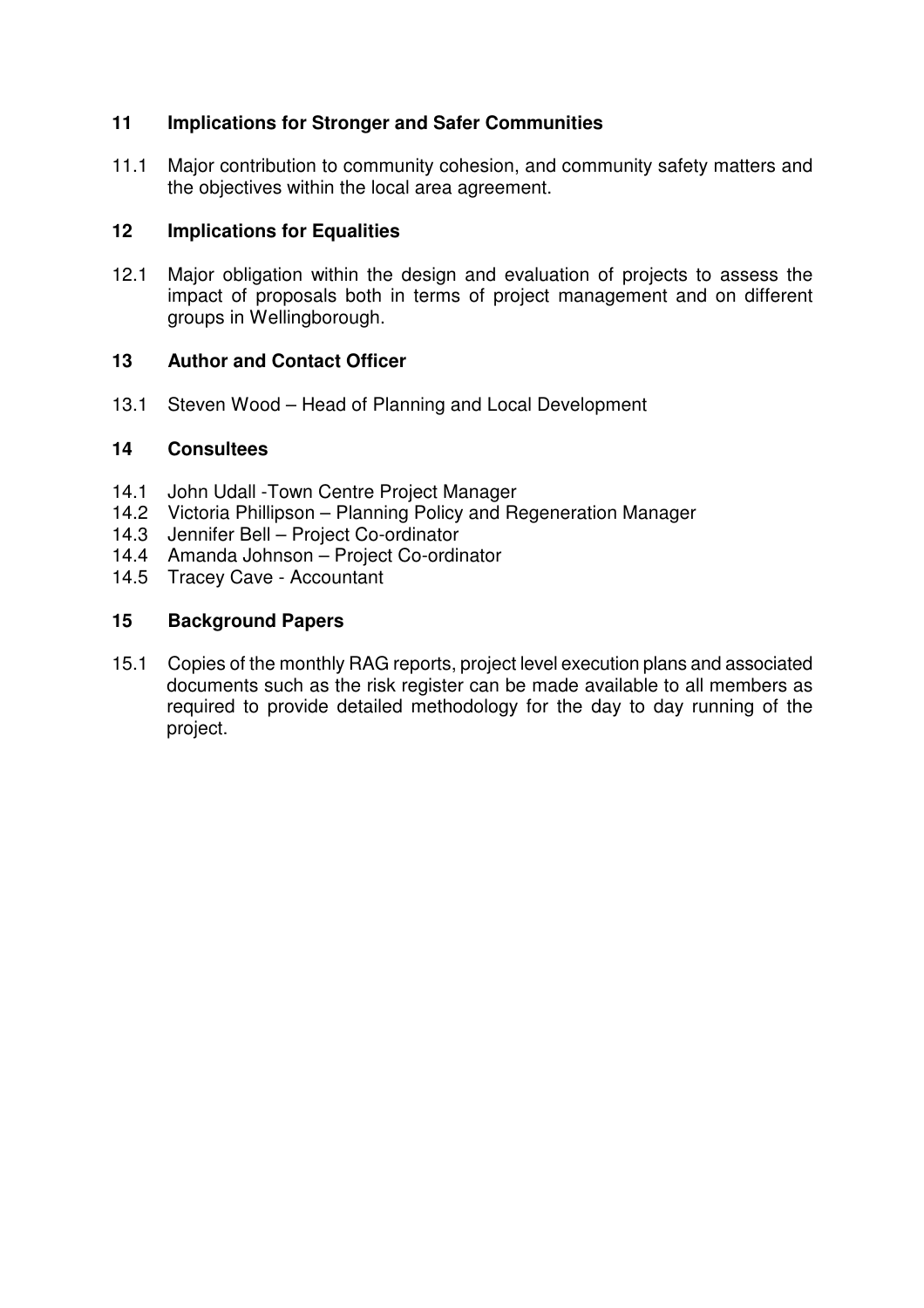## 11 Implications for Stronger and Safer Communities

11.1 Major contribution to community cohesion, and community safety matters and the objectives within the local area agreement.

## 12 Implications for Equalities

12.1 Major obligation within the design and evaluation of projects to assess the impact of proposals both in terms of project management and on different groups in Wellingborough.

## 13 Author and Contact Officer

13.1 Steven Wood – Head of Planning and Local Development

## 14 Consultees

14.1 John Udall -Town Centre Project Manager
14.2 Victoria Phillipson – Planning Policy and Regeneration Manager
14.3 Jennifer Bell – Project Co-ordinator
14.4 Amanda Johnson – Project Co-ordinator
14.5 Tracey Cave - Accountant

## 15 Background Papers

15.1 Copies of the monthly RAG reports, project level execution plans and associated documents such as the risk register can be made available to all members as required to provide detailed methodology for the day to day running of the project.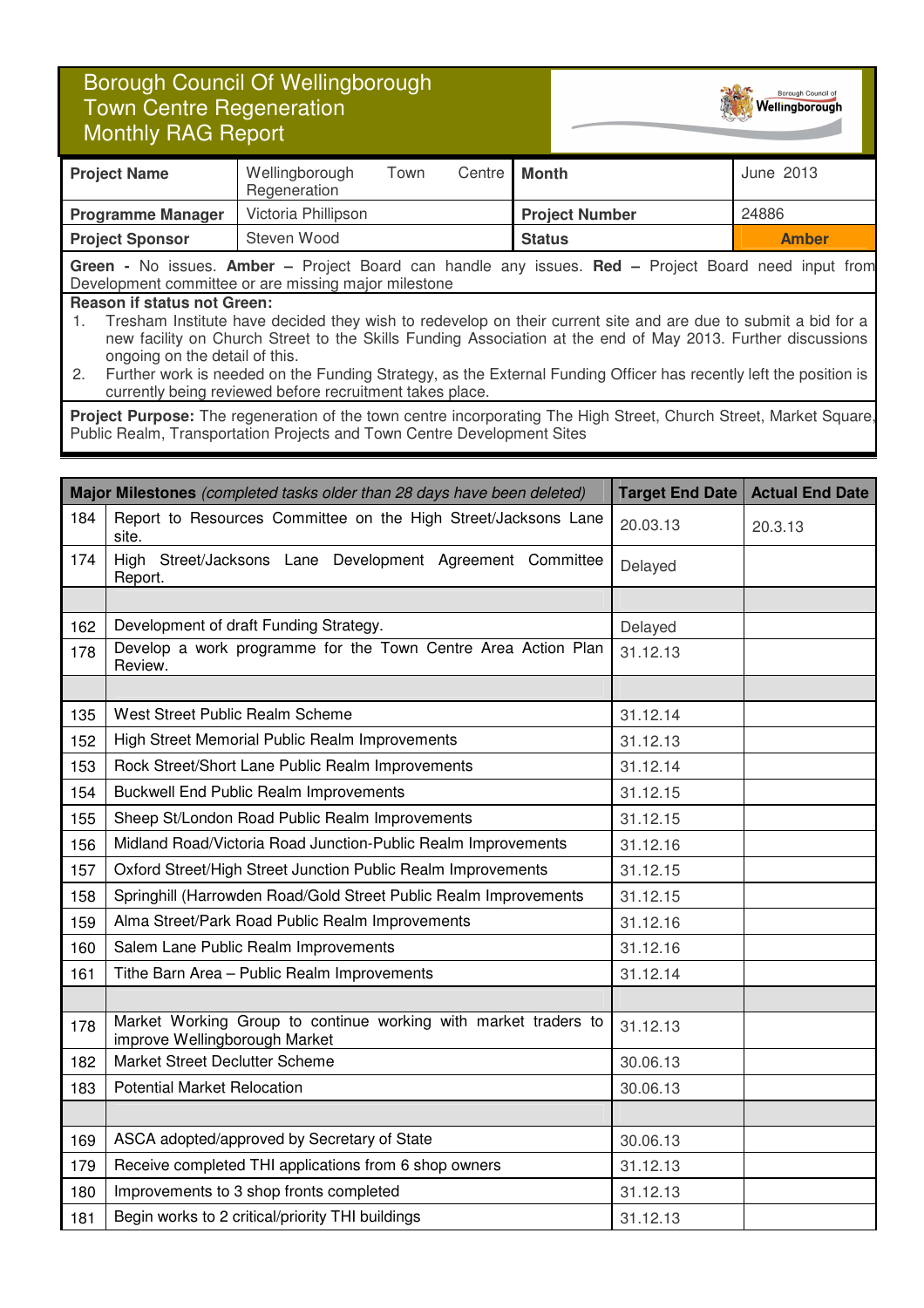# Borough Council Of Wellingborough
## Town Centre Regeneration
## Monthly RAG Report

| **Project Name** | Wellingborough Town Centre Regeneration | **Month** | June 2013 |
|---|---|---|---|
| **Programme Manager** | Victoria Phillipson | **Project Number** | 24886 |
| **Project Sponsor** | Steven Wood | **Status** | **Amber** |

**Green -** No issues. **Amber –** Project Board can handle any issues. **Red –** Project Board need input from Development committee or are missing major milestone

**Reason if status not Green:**

1. Tresham Institute have decided they wish to redevelop on their current site and are due to submit a bid for a new facility on Church Street to the Skills Funding Association at the end of May 2013. Further discussions ongoing on the detail of this.
2. Further work is needed on the Funding Strategy, as the External Funding Officer has recently left the position is currently being reviewed before recruitment takes place.

**Project Purpose:** The regeneration of the town centre incorporating The High Street, Church Street, Market Square, Public Realm, Transportation Projects and Town Centre Development Sites

| | **Major Milestones** *(completed tasks older than 28 days have been deleted)* | **Target End Date** | **Actual End Date** |
|---|---|---|---|
| 184 | Report to Resources Committee on the High Street/Jacksons Lane site. | 20.03.13 | 20.3.13 |
| 174 | High Street/Jacksons Lane Development Agreement Committee Report. | Delayed | |
| | | | |
| 162 | Development of draft Funding Strategy. | Delayed | |
| 178 | Develop a work programme for the Town Centre Area Action Plan Review. | 31.12.13 | |
| | | | |
| 135 | West Street Public Realm Scheme | 31.12.14 | |
| 152 | High Street Memorial Public Realm Improvements | 31.12.13 | |
| 153 | Rock Street/Short Lane Public Realm Improvements | 31.12.14 | |
| 154 | Buckwell End Public Realm Improvements | 31.12.15 | |
| 155 | Sheep St/London Road Public Realm Improvements | 31.12.15 | |
| 156 | Midland Road/Victoria Road Junction-Public Realm Improvements | 31.12.16 | |
| 157 | Oxford Street/High Street Junction Public Realm Improvements | 31.12.15 | |
| 158 | Springhill (Harrowden Road/Gold Street Public Realm Improvements | 31.12.15 | |
| 159 | Alma Street/Park Road Public Realm Improvements | 31.12.16 | |
| 160 | Salem Lane Public Realm Improvements | 31.12.16 | |
| 161 | Tithe Barn Area – Public Realm Improvements | 31.12.14 | |
| | | | |
| 178 | Market Working Group to continue working with market traders to improve Wellingborough Market | 31.12.13 | |
| 182 | Market Street Declutter Scheme | 30.06.13 | |
| 183 | Potential Market Relocation | 30.06.13 | |
| | | | |
| 169 | ASCA adopted/approved by Secretary of State | 30.06.13 | |
| 179 | Receive completed THI applications from 6 shop owners | 31.12.13 | |
| 180 | Improvements to 3 shop fronts completed | 31.12.13 | |
| 181 | Begin works to 2 critical/priority THI buildings | 31.12.13 | |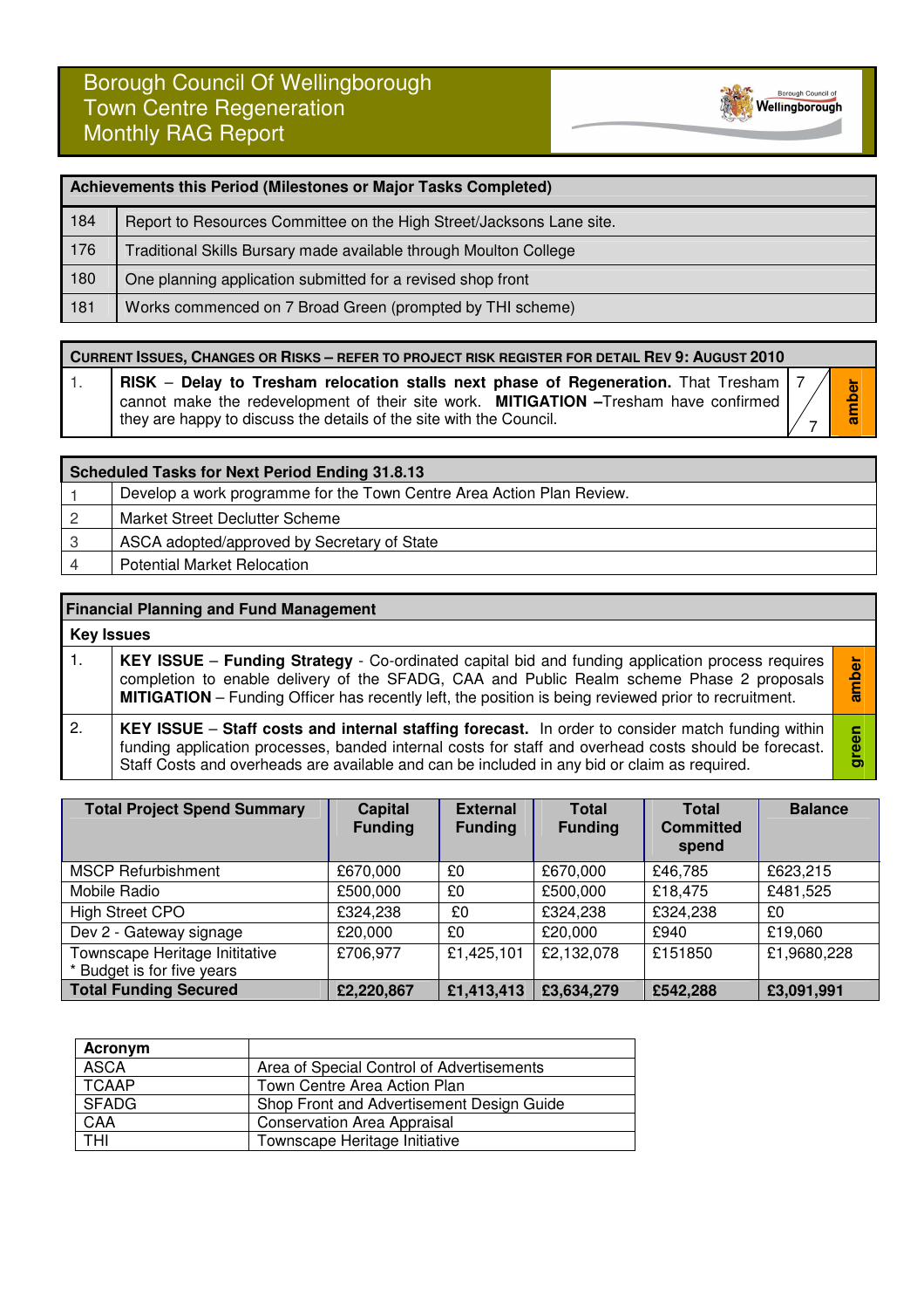# Borough Council Of Wellingborough
# Town Centre Regeneration
# Monthly RAG Report

| Achievements this Period (Milestones or Major Tasks Completed) | |
|---|---|
| 184 | Report to Resources Committee on the High Street/Jacksons Lane site. |
| 176 | Traditional Skills Bursary made available through Moulton College |
| 180 | One planning application submitted for a revised shop front |
| 181 | Works commenced on 7 Broad Green (prompted by THI scheme) |

| CURRENT ISSUES, CHANGES OR RISKS – REFER TO PROJECT RISK REGISTER FOR DETAIL REV 9: AUGUST 2010 | | | |
|---|---|---|---|
| 1. | **RISK – Delay to Tresham relocation stalls next phase of Regeneration.** That Tresham cannot make the redevelopment of their site work. **MITIGATION –**Tresham have confirmed they are happy to discuss the details of the site with the Council. | 7 / 7 | amber |

| Scheduled Tasks for Next Period Ending 31.8.13 | |
|---|---|
| 1 | Develop a work programme for the Town Centre Area Action Plan Review. |
| 2 | Market Street Declutter Scheme |
| 3 | ASCA adopted/approved by Secretary of State |
| 4 | Potential Market Relocation |

| Financial Planning and Fund Management | | |
|---|---|---|
| **Key Issues** | | |
| 1. | **KEY ISSUE – Funding Strategy** - Co-ordinated capital bid and funding application process requires completion to enable delivery of the SFADG, CAA and Public Realm scheme Phase 2 proposals **MITIGATION** – Funding Officer has recently left, the position is being reviewed prior to recruitment. | amber |
| 2. | **KEY ISSUE – Staff costs and internal staffing forecast.** In order to consider match funding within funding application processes, banded internal costs for staff and overhead costs should be forecast. Staff Costs and overheads are available and can be included in any bid or claim as required. | green |

| Total Project Spend Summary | Capital Funding | External Funding | Total Funding | Total Committed spend | Balance |
|---|---|---|---|---|---|
| MSCP Refurbishment | £670,000 | £0 | £670,000 | £46,785 | £623,215 |
| Mobile Radio | £500,000 | £0 | £500,000 | £18,475 | £481,525 |
| High Street CPO | £324,238 | £0 | £324,238 | £324,238 | £0 |
| Dev 2 - Gateway signage | £20,000 | £0 | £20,000 | £940 | £19,060 |
| Townscape Heritage Inititative * Budget is for five years | £706,977 | £1,425,101 | £2,132,078 | £151850 | £1,9680,228 |
| **Total Funding Secured** | **£2,220,867** | **£1,413,413** | **£3,634,279** | **£542,288** | **£3,091,991** |

| Acronym | |
|---|---|
| ASCA | Area of Special Control of Advertisements |
| TCAAP | Town Centre Area Action Plan |
| SFADG | Shop Front and Advertisement Design Guide |
| CAA | Conservation Area Appraisal |
| THI | Townscape Heritage Initiative |